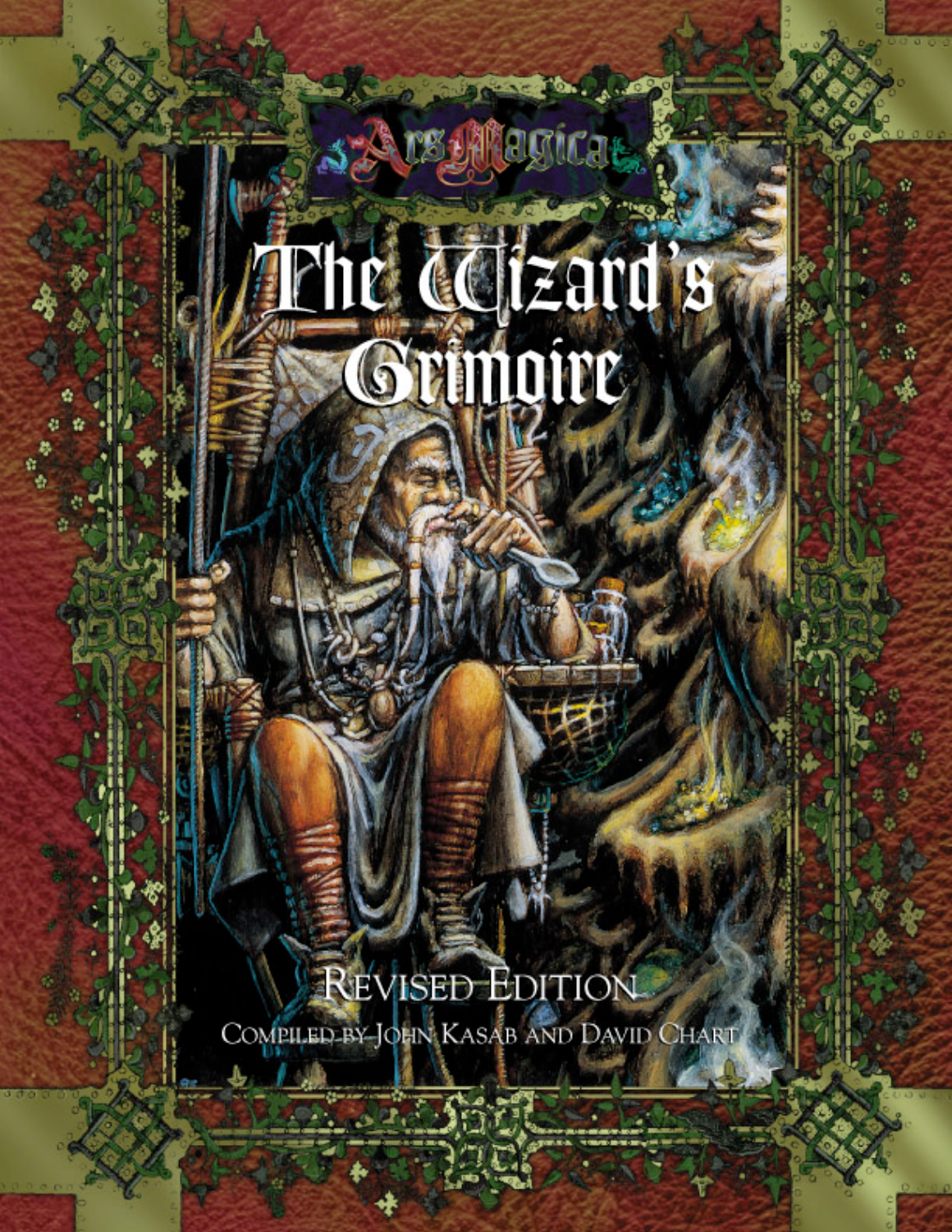Ars Magica

# The Wizard's Grimoire

## Revised Edition

Compiled by John Kasab and David Chart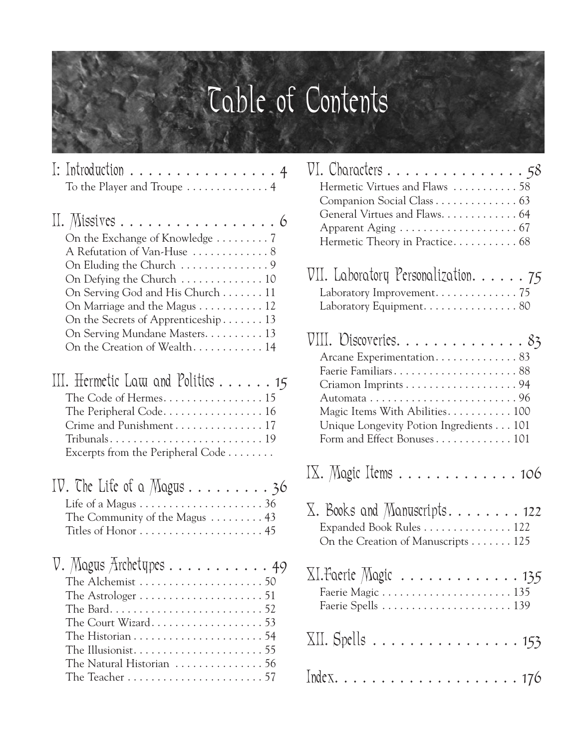# Table of Contents

## I: Introduction . . . . . . . . . . . . . . . . . 4

To the Player and Troupe . . . . . . . . . . . . . 4

## II. Missives . . . . . . . . . . . . . . . . . . 6

On the Exchange of Knowledge . . . . . . . . . 7
A Refutation of Van-Huse . . . . . . . . . . . . 8
On Eluding the Church . . . . . . . . . . . . . . 9
On Defying the Church . . . . . . . . . . . . . 10
On Serving God and His Church . . . . . . . 11
On Marriage and the Magus . . . . . . . . . . 12
On the Secrets of Apprenticeship . . . . . . . 13
On Serving Mundane Masters. . . . . . . . . . 13
On the Creation of Wealth. . . . . . . . . . . . 14

## III. Hermetic Law and Politics . . . . . . 15

The Code of Hermes. . . . . . . . . . . . . . . . 15
The Peripheral Code. . . . . . . . . . . . . . . . 16
Crime and Punishment . . . . . . . . . . . . . . 17
Tribunals. . . . . . . . . . . . . . . . . . . . . . . . 19
Excerpts from the Peripheral Code . . . . . . . .

## IV. The Life of a Magus . . . . . . . . . 36

Life of a Magus . . . . . . . . . . . . . . . . . . . . 36
The Community of the Magus . . . . . . . . . 43
Titles of Honor . . . . . . . . . . . . . . . . . . . . 45

## V. Magus Archetypes . . . . . . . . . . . 49

The Alchemist . . . . . . . . . . . . . . . . . . . . 50
The Astrologer . . . . . . . . . . . . . . . . . . . . 51
The Bard. . . . . . . . . . . . . . . . . . . . . . . . . 52
The Court Wizard. . . . . . . . . . . . . . . . . . 53
The Historian . . . . . . . . . . . . . . . . . . . . . 54
The Illusionist. . . . . . . . . . . . . . . . . . . . . 55
The Natural Historian . . . . . . . . . . . . . . . 56
The Teacher . . . . . . . . . . . . . . . . . . . . . . 57

## VI. Characters . . . . . . . . . . . . . . . . 58

Hermetic Virtues and Flaws . . . . . . . . . . . 58
Companion Social Class . . . . . . . . . . . . . . 63
General Virtues and Flaws. . . . . . . . . . . . . 64
Apparent Aging . . . . . . . . . . . . . . . . . . . . 67
Hermetic Theory in Practice. . . . . . . . . . . 68

## VII. Laboratory Personalization. . . . . . 75

Laboratory Improvement. . . . . . . . . . . . . 75
Laboratory Equipment. . . . . . . . . . . . . . . 80

## VIII. Discoveries. . . . . . . . . . . . . . . 83

Arcane Experimentation. . . . . . . . . . . . . 83
Faerie Familiars. . . . . . . . . . . . . . . . . . . . 88
Criamon Imprints . . . . . . . . . . . . . . . . . . 94
Automata . . . . . . . . . . . . . . . . . . . . . . . . 96
Magic Items With Abilities. . . . . . . . . . . 100
Unique Longevity Potion Ingredients . . . 101
Form and Effect Bonuses . . . . . . . . . . . . 101

## IX. Magic Items . . . . . . . . . . . . . . 106

## X. Books and Manuscripts. . . . . . . . 122

Expanded Book Rules . . . . . . . . . . . . . . . 122
On the Creation of Manuscripts . . . . . . . 125

## XI.Faerie Magic . . . . . . . . . . . . . . 135

Faerie Magic . . . . . . . . . . . . . . . . . . . . . . 135
Faerie Spells . . . . . . . . . . . . . . . . . . . . . . 139

## XII. Spells . . . . . . . . . . . . . . . . . 153

## Index. . . . . . . . . . . . . . . . . . . . . 176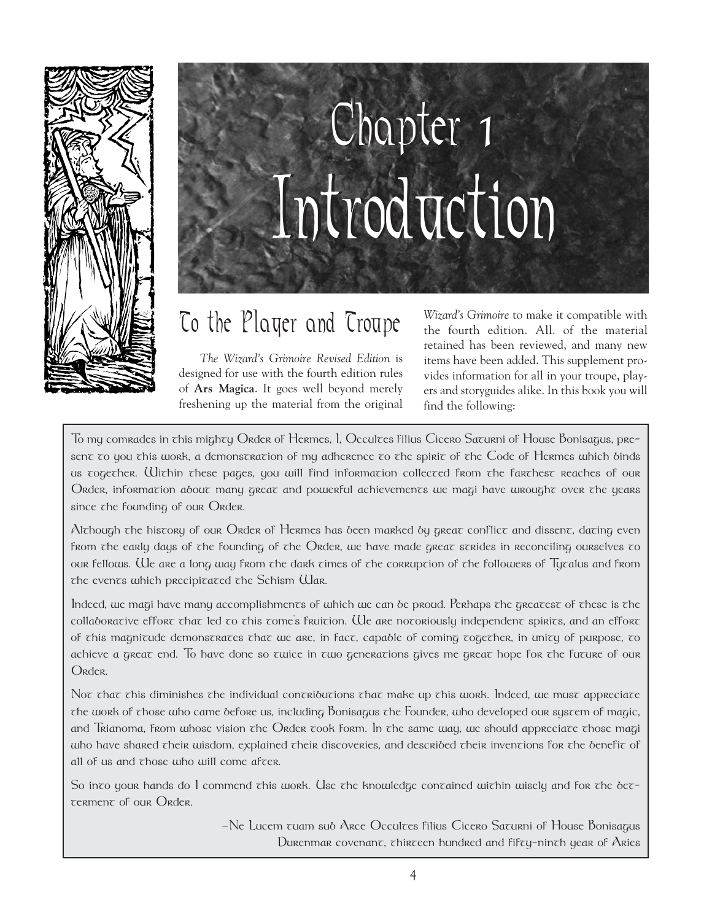# Chapter 1
# Introduction

## To the Player and Troupe

*The Wizard's Grimoire Revised Edition* is designed for use with the fourth edition rules of **Ars Magica**. It goes well beyond merely freshening up the material from the original *Wizard's Grimoire* to make it compatible with the fourth edition. All. of the material retained has been reviewed, and many new items have been added. This supplement provides information for all in your troupe, players and storyguides alike. In this book you will find the following:

To my comrades in this mighty Order of Hermes, I, Occultes filius Cicero Saturni of House Bonisagus, present to you this work, a demonstration of my adherence to the spirit of the Code of Hermes which binds us together. Within these pages, you will find information collected from the farthest reaches of our Order, information about many great and powerful achievements we magi have wrought over the years since the founding of our Order.

Although the history of our Order of Hermes has been marked by great conflict and dissent, dating even from the early days of the founding of the Order, we have made great strides in reconciling ourselves to our fellows. We are a long way from the dark times of the corruption of the followers of Tytalus and from the events which precipitated the Schism War.

Indeed, we magi have many accomplishments of which we can be proud. Perhaps the greatest of these is the collaborative effort that led to this tome's fruition. We are notoriously independent spirits, and an effort of this magnitude demonstrates that we are, in fact, capable of coming together, in unity of purpose, to achieve a great end. To have done so twice in two generations gives me great hope for the future of our Order.

Not that this diminishes the individual contributions that make up this work. Indeed, we must appreciate the work of those who came before us, including Bonisagus the Founder, who developed our system of magic, and Trianoma, from whose vision the Order took form. In the same way, we should appreciate those magi who have shared their wisdom, explained their discoveries, and described their inventions for the benefit of all of us and those who will come after.

So into your hands do I commend this work. Use the knowledge contained within wisely and for the betterment of our Order.

—Ne Lucem tuam sub Arce Occultes filius Cicero Saturni of House Bonisagus
Durenmar covenant, thirteen hundred and fifty-ninth year of Aries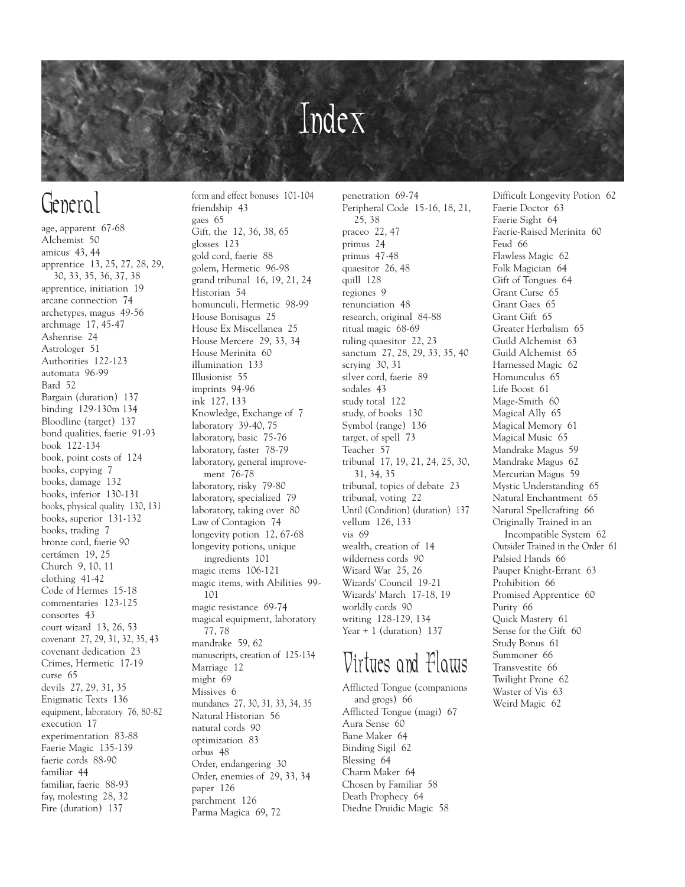# Index

## General

age, apparent 67-68
Alchemist 50
amicus 43, 44
apprentice 13, 25, 27, 28, 29, 30, 33, 35, 36, 37, 38
apprentice, initiation 19
arcane connection 74
archetypes, magus 49-56
archmage 17, 45-47
Ashenrise 24
Astrologer 51
Authorities 122-123
automata 96-99
Bard 52
Bargain (duration) 137
binding 129-130m 134
Bloodline (target) 137
bond qualities, faerie 91-93
book 122-134
book, point costs of 124
books, copying 7
books, damage 132
books, inferior 130-131
books, physical quality 130, 131
books, superior 131-132
books, trading 7
bronze cord, faerie 90
certámen 19, 25
Church 9, 10, 11
clothing 41-42
Code of Hermes 15-18
commentaries 123-125
consortes 43
court wizard 13, 26, 53
covenant 27, 29, 31, 32, 35, 43
covenant dedication 23
Crimes, Hermetic 17-19
curse 65
devils 27, 29, 31, 35
Enigmatic Texts 136
equipment, laboratory 76, 80-82
execution 17
experimentation 83-88
Faerie Magic 135-139
faerie cords 88-90
familiar 44
familiar, faerie 88-93
fay, molesting 28, 32
Fire (duration) 137
form and effect bonuses 101-104
friendship 43
gaes 65
Gift, the 12, 36, 38, 65
glosses 123
gold cord, faerie 88
golem, Hermetic 96-98
grand tribunal 16, 19, 21, 24
Historian 54
homunculi, Hermetic 98-99
House Bonisagus 25
House Ex Miscellanea 25
House Mercere 29, 33, 34
House Merinita 60
illumination 133
Illusionist 55
imprints 94-96
ink 127, 133
Knowledge, Exchange of 7
laboratory 39-40, 75
laboratory, basic 75-76
laboratory, faster 78-79
laboratory, general improvement 76-78
laboratory, risky 79-80
laboratory, specialized 79
laboratory, taking over 80
Law of Contagion 74
longevity potion 12, 67-68
longevity potions, unique ingredients 101
magic items 106-121
magic items, with Abilities 99-101
magic resistance 69-74
magical equipment, laboratory 77, 78
mandrake 59, 62
manuscripts, creation of 125-134
Marriage 12
might 69
Missives 6
mundanes 27, 30, 31, 33, 34, 35
Natural Historian 56
natural cords 90
optimization 83
orbus 48
Order, endangering 30
Order, enemies of 29, 33, 34
paper 126
parchment 126
Parma Magica 69, 72
penetration 69-74
Peripheral Code 15-16, 18, 21, 25, 38
praceo 22, 47
primus 24
primus 47-48
quaesitor 26, 48
quill 128
regiones 9
renunciation 48
research, original 84-88
ritual magic 68-69
ruling quaesitor 22, 23
sanctum 27, 28, 29, 33, 35, 40
scrying 30, 31
silver cord, faerie 89
sodales 43
study total 122
study, of books 130
Symbol (range) 136
target, of spell 73
Teacher 57
tribunal 17, 19, 21, 24, 25, 30, 31, 34, 35
tribunal, topics of debate 23
tribunal, voting 22
Until (Condition) (duration) 137
vellum 126, 133
vis 69
wealth, creation of 14
wilderness cords 90
Wizard War 25, 26
Wizards' Council 19-21
Wizards' March 17-18, 19
worldly cords 90
writing 128-129, 134
Year + 1 (duration) 137

## Virtues and Flaws

Afflicted Tongue (companions and grogs) 66
Afflicted Tongue (magi) 67
Aura Sense 60
Bane Maker 64
Binding Sigil 62
Blessing 64
Charm Maker 64
Chosen by Familiar 58
Death Prophecy 64
Diedne Druidic Magic 58
Difficult Longevity Potion 62
Faerie Doctor 63
Faerie Sight 64
Faerie-Raised Merinita 60
Feud 66
Flawless Magic 62
Folk Magician 64
Gift of Tongues 64
Grant Curse 65
Grant Gaes 65
Grant Gift 65
Greater Herbalism 65
Guild Alchemist 63
Guild Alchemist 65
Harnessed Magic 62
Homunculus 65
Life Boost 61
Mage-Smith 60
Magical Ally 65
Magical Memory 61
Magical Music 65
Mandrake Magus 59
Mandrake Magus 62
Mercurian Magus 59
Mystic Understanding 65
Natural Enchantment 65
Natural Spellcrafting 66
Originally Trained in an Incompatible System 62
Outsider Trained in the Order 61
Palsied Hands 66
Pauper Knight-Errant 63
Prohibition 66
Promised Apprentice 60
Purity 66
Quick Mastery 61
Sense for the Gift 60
Study Bonus 61
Summoner 66
Transvestite 66
Twilight Prone 62
Waster of Vis 63
Weird Magic 62